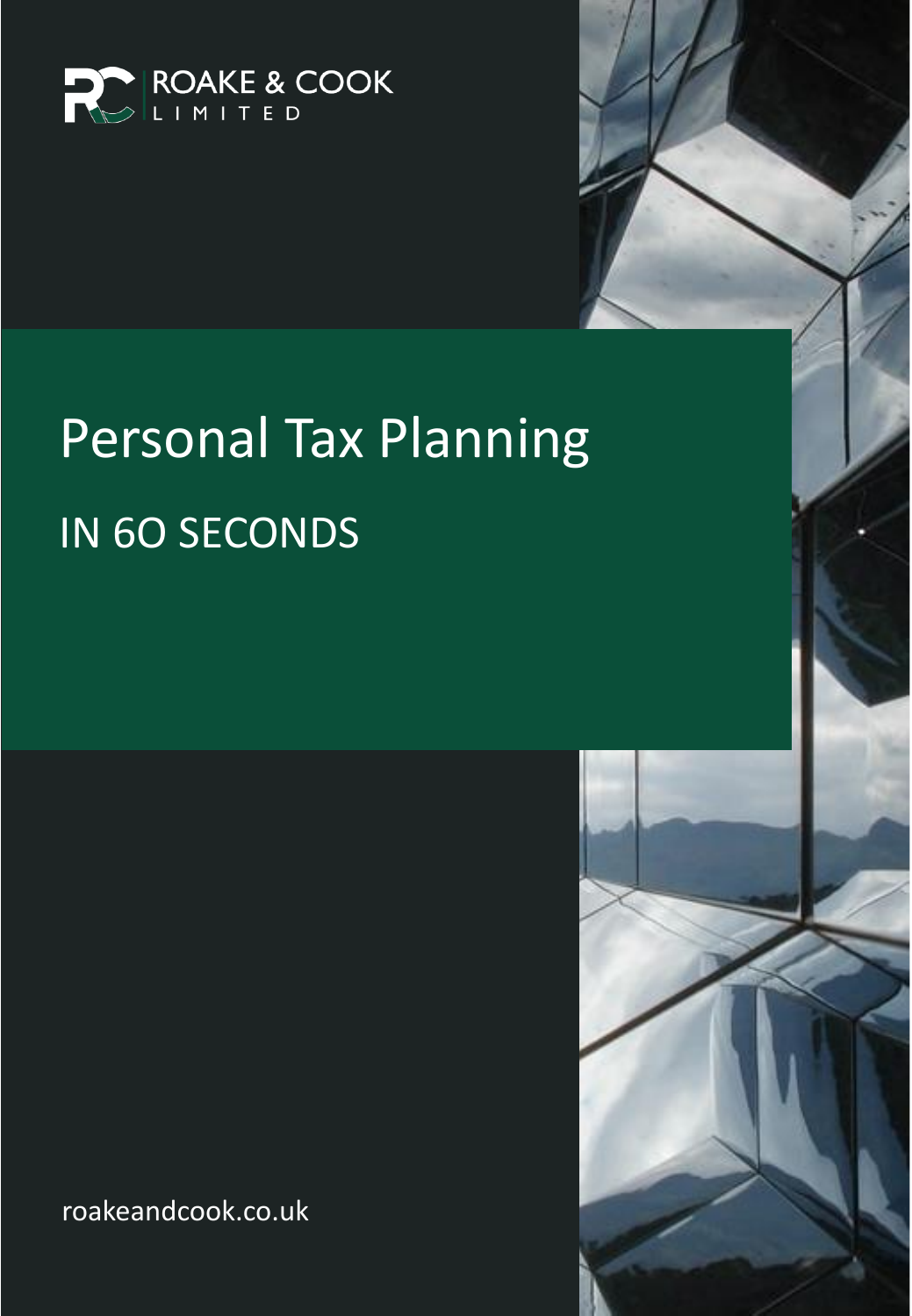ROAKE & COOK
LIMITED

# Personal Tax Planning

## IN 6O SECONDS

roakeandcook.co.uk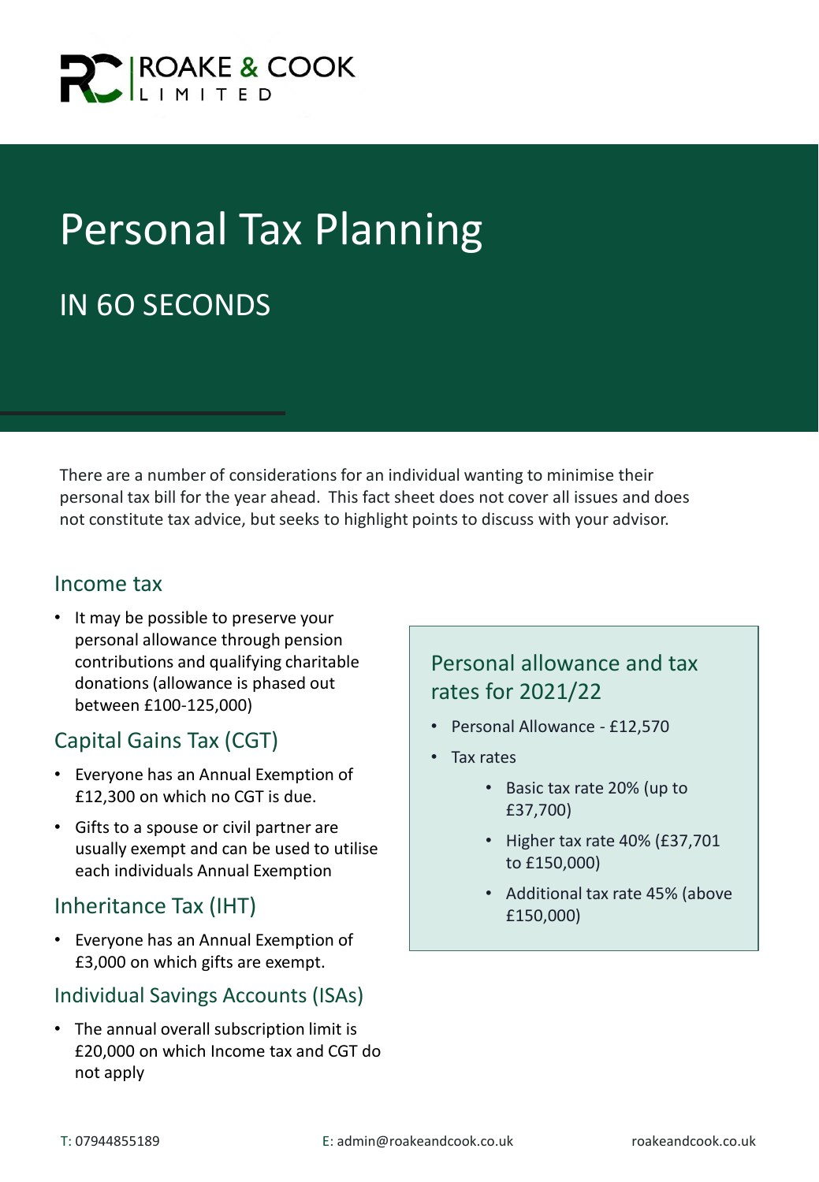ROAKE & COOK LIMITED

# Personal Tax Planning

## IN 60 SECONDS

There are a number of considerations for an individual wanting to minimise their personal tax bill for the year ahead. This fact sheet does not cover all issues and does not constitute tax advice, but seeks to highlight points to discuss with your advisor.

### Income tax

- It may be possible to preserve your personal allowance through pension contributions and qualifying charitable donations (allowance is phased out between £100-125,000)

### Capital Gains Tax (CGT)

- Everyone has an Annual Exemption of £12,300 on which no CGT is due.
- Gifts to a spouse or civil partner are usually exempt and can be used to utilise each individuals Annual Exemption

### Inheritance Tax (IHT)

- Everyone has an Annual Exemption of £3,000 on which gifts are exempt.

### Individual Savings Accounts (ISAs)

- The annual overall subscription limit is £20,000 on which Income tax and CGT do not apply

### Personal allowance and tax rates for 2021/22

- Personal Allowance - £12,570
- Tax rates
    - Basic tax rate 20% (up to £37,700)
    - Higher tax rate 40% (£37,701 to £150,000)
    - Additional tax rate 45% (above £150,000)

T: 07944855189 E: admin@roakeandcook.co.uk roakeandcook.co.uk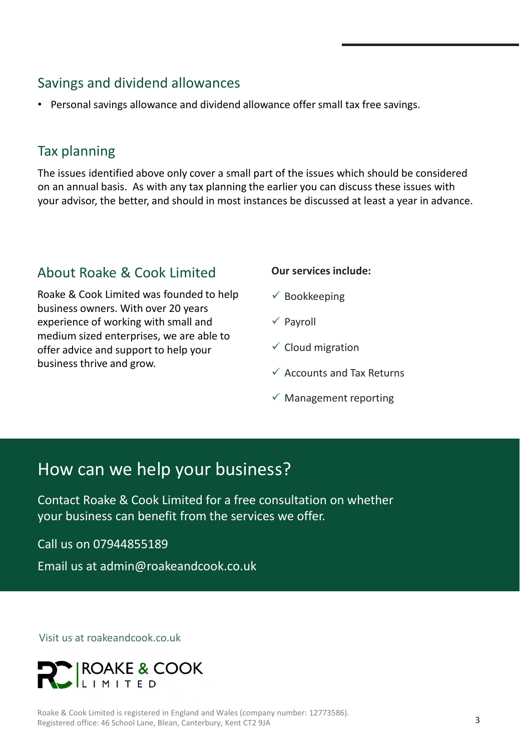## Savings and dividend allowances

- Personal savings allowance and dividend allowance offer small tax free savings.

## Tax planning

The issues identified above only cover a small part of the issues which should be considered on an annual basis. As with any tax planning the earlier you can discuss these issues with your advisor, the better, and should in most instances be discussed at least a year in advance.

## About Roake & Cook Limited

Roake & Cook Limited was founded to help business owners. With over 20 years experience of working with small and medium sized enterprises, we are able to offer advice and support to help your business thrive and grow.

**Our services include:**

- ✓ Bookkeeping
- ✓ Payroll
- ✓ Cloud migration
- ✓ Accounts and Tax Returns
- ✓ Management reporting

## How can we help your business?

Contact Roake & Cook Limited for a free consultation on whether your business can benefit from the services we offer.

Call us on 07944855189

Email us at admin@roakeandcook.co.uk

Visit us at roakeandcook.co.uk

ROAKE & COOK LIMITED

Roake & Cook Limited is registered in England and Wales (company number: 12773586).
Registered office: 46 School Lane, Blean, Canterbury, Kent CT2 9JA